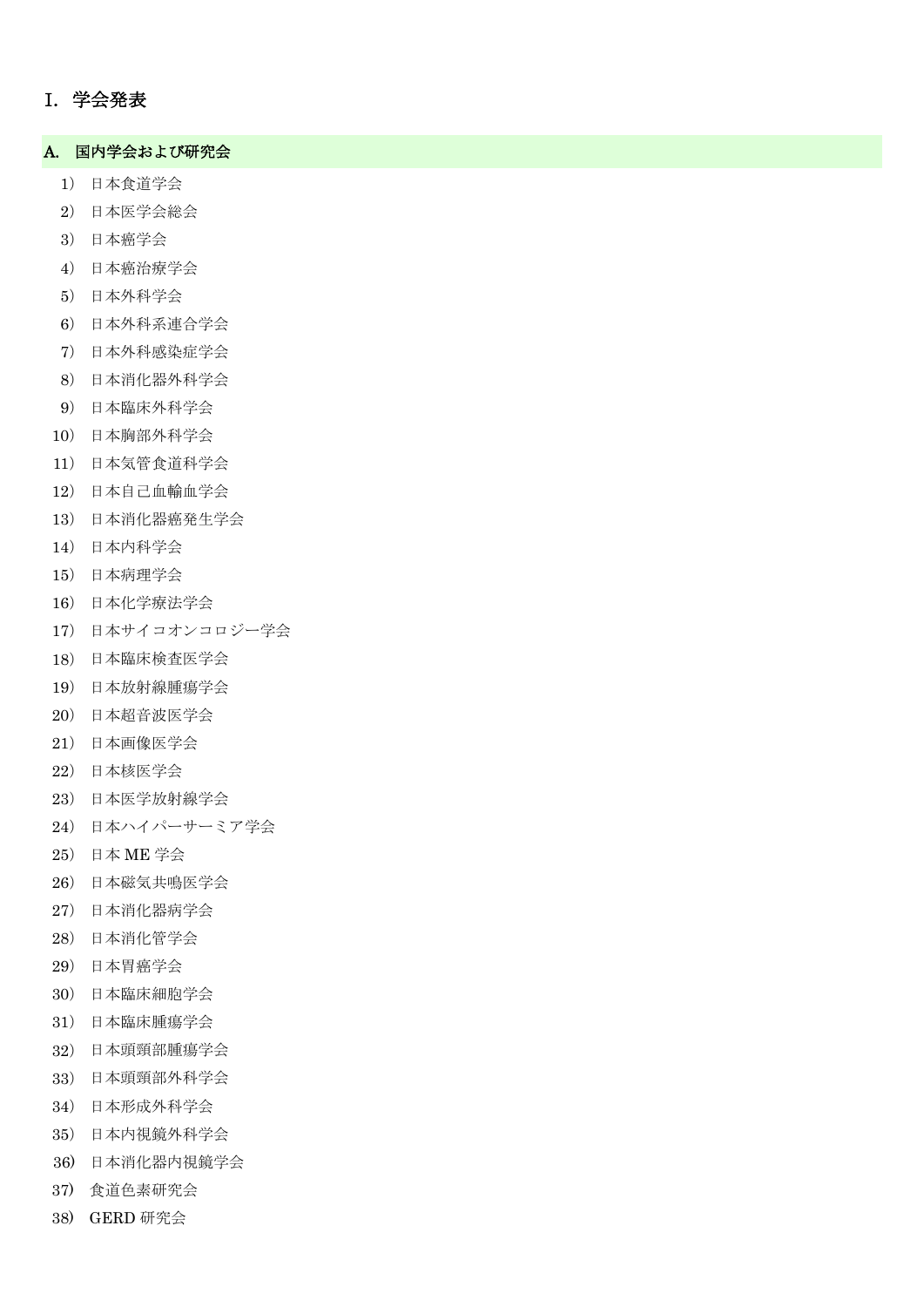# I. 学会発表

## A. 国内学会および研究会

1) 日本食道学会
2) 日本医学会総会
3) 日本癌学会
4) 日本癌治療学会
5) 日本外科学会
6) 日本外科系連合学会
7) 日本外科感染症学会
8) 日本消化器外科学会
9) 日本臨床外科学会
10) 日本胸部外科学会
11) 日本気管食道科学会
12) 日本自己血輸血学会
13) 日本消化器癌発生学会
14) 日本内科学会
15) 日本病理学会
16) 日本化学療法学会
17) 日本サイコオンコロジー学会
18) 日本臨床検査医学会
19) 日本放射線腫瘍学会
20) 日本超音波医学会
21) 日本画像医学会
22) 日本核医学会
23) 日本医学放射線学会
24) 日本ハイパーサーミア学会
25) 日本 ME 学会
26) 日本磁気共鳴医学会
27) 日本消化器病学会
28) 日本消化管学会
29) 日本胃癌学会
30) 日本臨床細胞学会
31) 日本臨床腫瘍学会
32) 日本頭頸部腫瘍学会
33) 日本頭頸部外科学会
34) 日本形成外科学会
35) 日本内視鏡外科学会
36) 日本消化器内視鏡学会
37) 食道色素研究会
38) GERD 研究会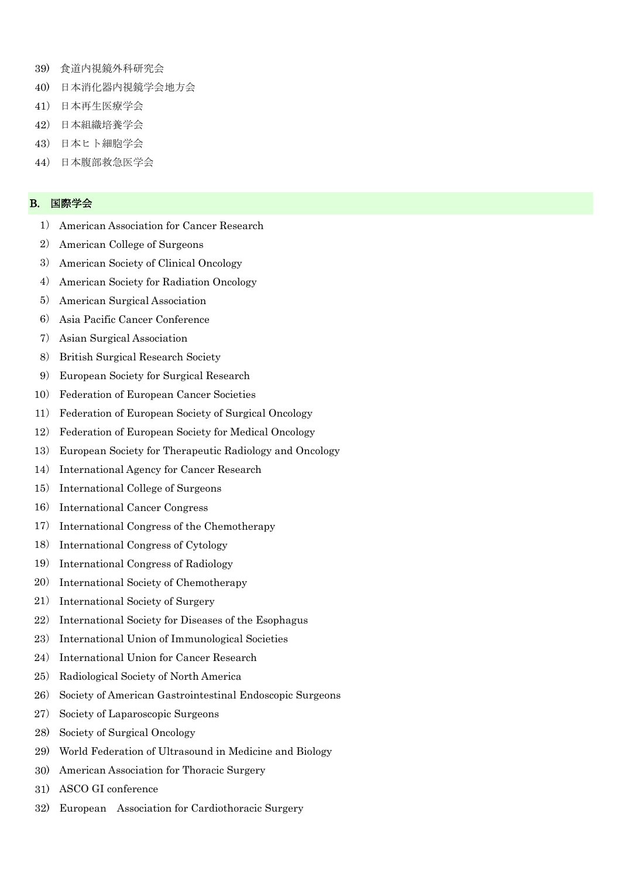39) 食道内視鏡外科研究会

40) 日本消化器内視鏡学会地方会

41) 日本再生医療学会

42) 日本組織培養学会

43) 日本ヒト細胞学会

44) 日本腹部救急医学会

## B. 国際学会

1) American Association for Cancer Research

2) American College of Surgeons

3) American Society of Clinical Oncology

4) American Society for Radiation Oncology

5) American Surgical Association

6) Asia Pacific Cancer Conference

7) Asian Surgical Association

8) British Surgical Research Society

9) European Society for Surgical Research

10) Federation of European Cancer Societies

11) Federation of European Society of Surgical Oncology

12) Federation of European Society for Medical Oncology

13) European Society for Therapeutic Radiology and Oncology

14) International Agency for Cancer Research

15) International College of Surgeons

16) International Cancer Congress

17) International Congress of the Chemotherapy

18) International Congress of Cytology

19) International Congress of Radiology

20) International Society of Chemotherapy

21) International Society of Surgery

22) International Society for Diseases of the Esophagus

23) International Union of Immunological Societies

24) International Union for Cancer Research

25) Radiological Society of North America

26) Society of American Gastrointestinal Endoscopic Surgeons

27) Society of Laparoscopic Surgeons

28) Society of Surgical Oncology

29) World Federation of Ultrasound in Medicine and Biology

30) American Association for Thoracic Surgery

31) ASCO GI conference

32) European　Association for Cardiothoracic Surgery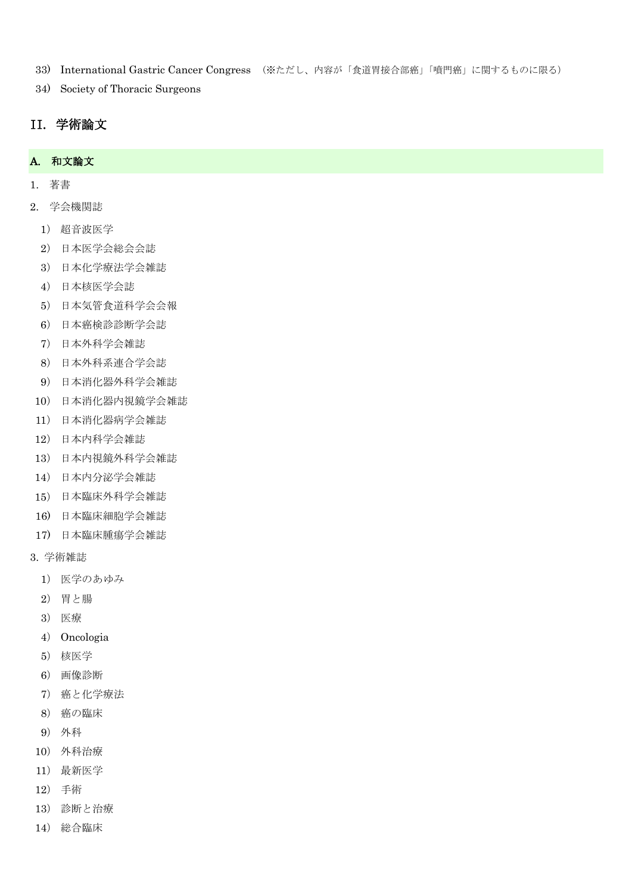33） International Gastric Cancer Congress （※ただし、内容が「食道胃接合部癌」「噴門癌」に関するものに限る）

34） Society of Thoracic Surgeons

## II. 学術論文

### A. 和文論文

1. 著書

2. 学会機関誌

   1） 超音波医学
   2） 日本医学会総会会誌
   3） 日本化学療法学会雑誌
   4） 日本核医学会誌
   5） 日本気管食道科学会会報
   6） 日本癌検診診断学会誌
   7） 日本外科学会雑誌
   8） 日本外科系連合学会誌
   9） 日本消化器外科学会雑誌
   10） 日本消化器内視鏡学会雑誌
   11） 日本消化器病学会雑誌
   12） 日本内科学会雑誌
   13） 日本内視鏡外科学会雑誌
   14） 日本内分泌学会雑誌
   15） 日本臨床外科学会雑誌
   16） 日本臨床細胞学会雑誌
   17） 日本臨床腫瘍学会雑誌

3. 学術雑誌

   1） 医学のあゆみ
   2） 胃と腸
   3） 医療
   4） Oncologia
   5） 核医学
   6） 画像診断
   7） 癌と化学療法
   8） 癌の臨床
   9） 外科
   10） 外科治療
   11） 最新医学
   12） 手術
   13） 診断と治療
   14） 総合臨床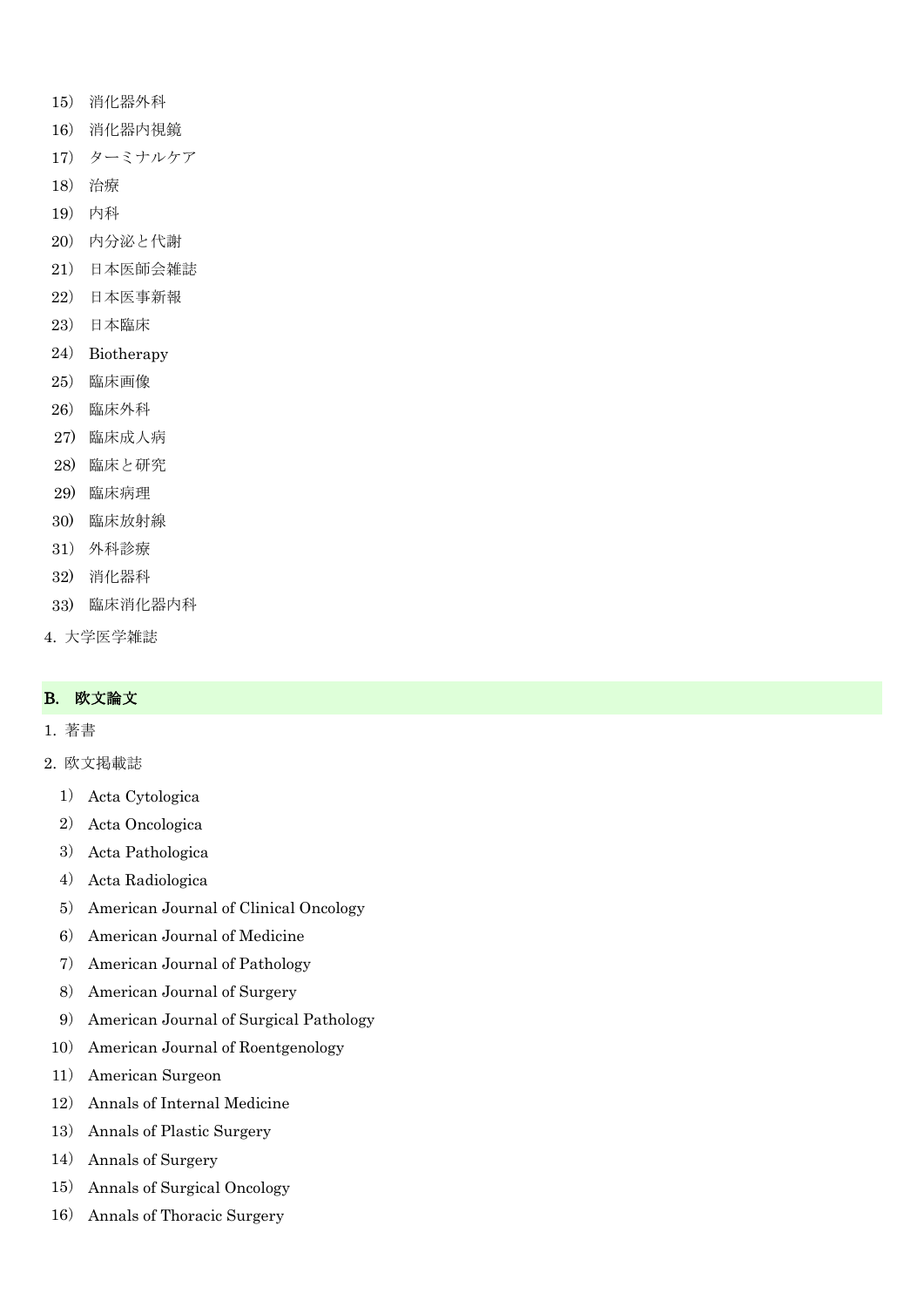15） 消化器外科

16） 消化器内視鏡

17） ターミナルケア

18） 治療

19） 内科

20） 内分泌と代謝

21） 日本医師会雑誌

22） 日本医事新報

23） 日本臨床

24） Biotherapy

25） 臨床画像

26） 臨床外科

27） 臨床成人病

28） 臨床と研究

29） 臨床病理

30） 臨床放射線

31） 外科診療

32） 消化器科

33） 臨床消化器内科

4. 大学医学雑誌

## B. 欧文論文

1. 著書

2. 欧文掲載誌

1） Acta Cytologica

2） Acta Oncologica

3） Acta Pathologica

4） Acta Radiologica

5） American Journal of Clinical Oncology

6） American Journal of Medicine

7） American Journal of Pathology

8） American Journal of Surgery

9） American Journal of Surgical Pathology

10） American Journal of Roentgenology

11） American Surgeon

12） Annals of Internal Medicine

13） Annals of Plastic Surgery

14） Annals of Surgery

15） Annals of Surgical Oncology

16） Annals of Thoracic Surgery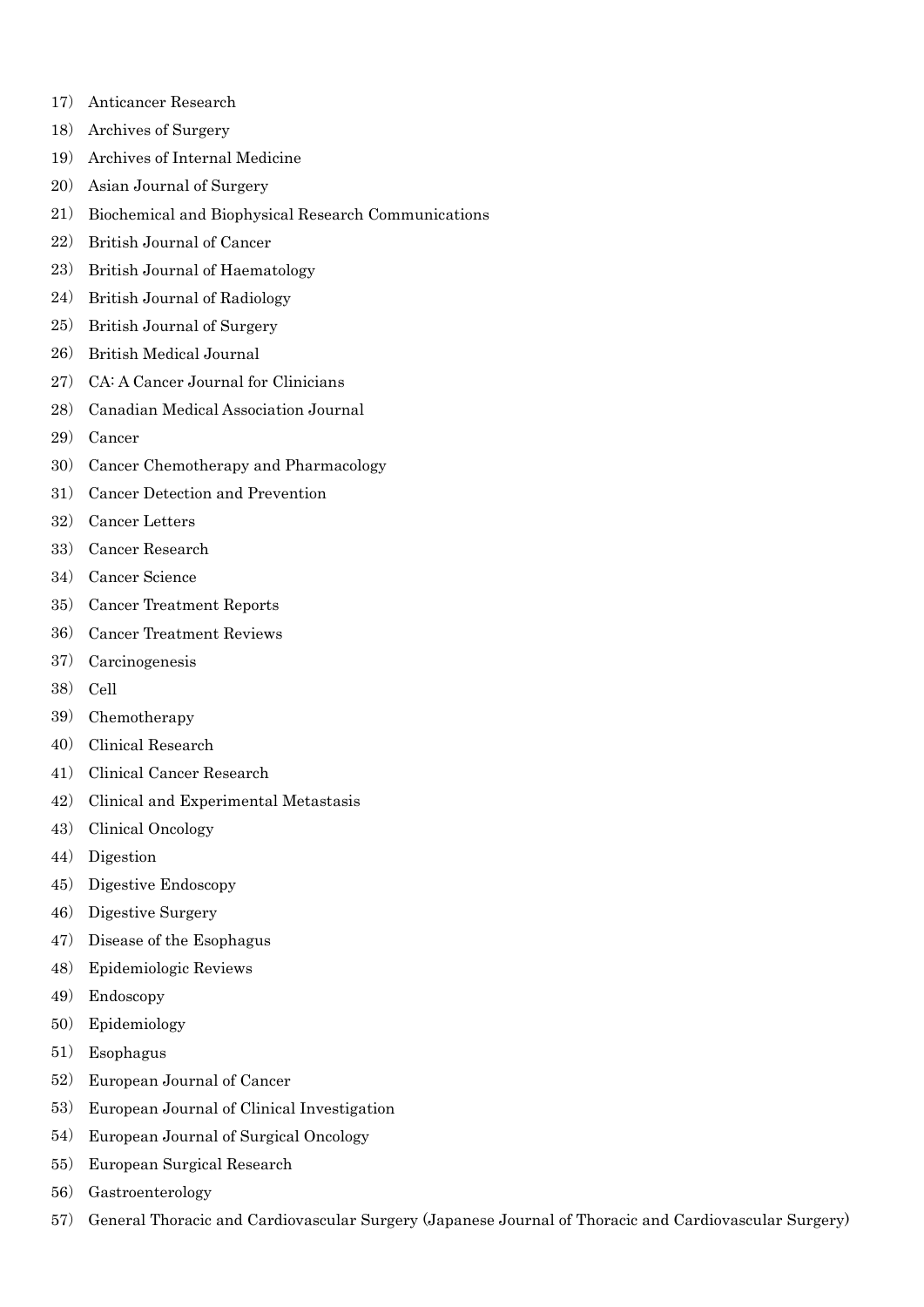17） Anticancer Research

18） Archives of Surgery

19） Archives of Internal Medicine

20） Asian Journal of Surgery

21） Biochemical and Biophysical Research Communications

22） British Journal of Cancer

23） British Journal of Haematology

24） British Journal of Radiology

25） British Journal of Surgery

26） British Medical Journal

27） CA: A Cancer Journal for Clinicians

28） Canadian Medical Association Journal

29） Cancer

30） Cancer Chemotherapy and Pharmacology

31） Cancer Detection and Prevention

32） Cancer Letters

33） Cancer Research

34） Cancer Science

35） Cancer Treatment Reports

36） Cancer Treatment Reviews

37） Carcinogenesis

38） Cell

39） Chemotherapy

40） Clinical Research

41） Clinical Cancer Research

42） Clinical and Experimental Metastasis

43） Clinical Oncology

44） Digestion

45） Digestive Endoscopy

46） Digestive Surgery

47） Disease of the Esophagus

48） Epidemiologic Reviews

49） Endoscopy

50） Epidemiology

51） Esophagus

52） European Journal of Cancer

53） European Journal of Clinical Investigation

54） European Journal of Surgical Oncology

55） European Surgical Research

56） Gastroenterology

57） General Thoracic and Cardiovascular Surgery (Japanese Journal of Thoracic and Cardiovascular Surgery)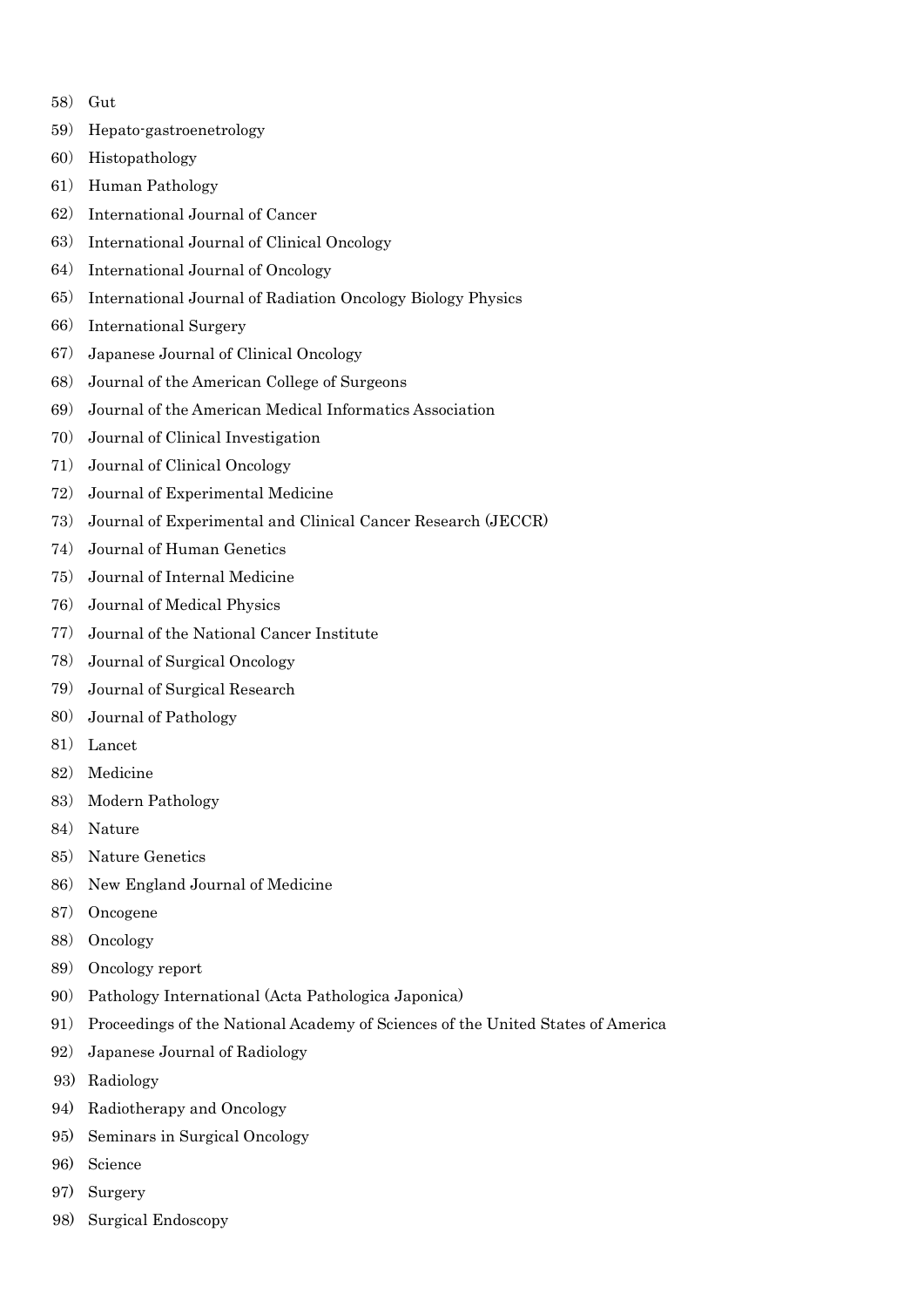58） Gut

59） Hepato-gastroenetrology

60） Histopathology

61） Human Pathology

62） International Journal of Cancer

63） International Journal of Clinical Oncology

64） International Journal of Oncology

65） International Journal of Radiation Oncology Biology Physics

66） International Surgery

67） Japanese Journal of Clinical Oncology

68） Journal of the American College of Surgeons

69） Journal of the American Medical Informatics Association

70） Journal of Clinical Investigation

71） Journal of Clinical Oncology

72） Journal of Experimental Medicine

73） Journal of Experimental and Clinical Cancer Research (JECCR)

74） Journal of Human Genetics

75） Journal of Internal Medicine

76） Journal of Medical Physics

77） Journal of the National Cancer Institute

78） Journal of Surgical Oncology

79） Journal of Surgical Research

80） Journal of Pathology

81） Lancet

82） Medicine

83） Modern Pathology

84） Nature

85） Nature Genetics

86） New England Journal of Medicine

87） Oncogene

88） Oncology

89） Oncology report

90） Pathology International (Acta Pathologica Japonica)

91） Proceedings of the National Academy of Sciences of the United States of America

92） Japanese Journal of Radiology

93) Radiology

94) Radiotherapy and Oncology

95) Seminars in Surgical Oncology

96) Science

97) Surgery

98) Surgical Endoscopy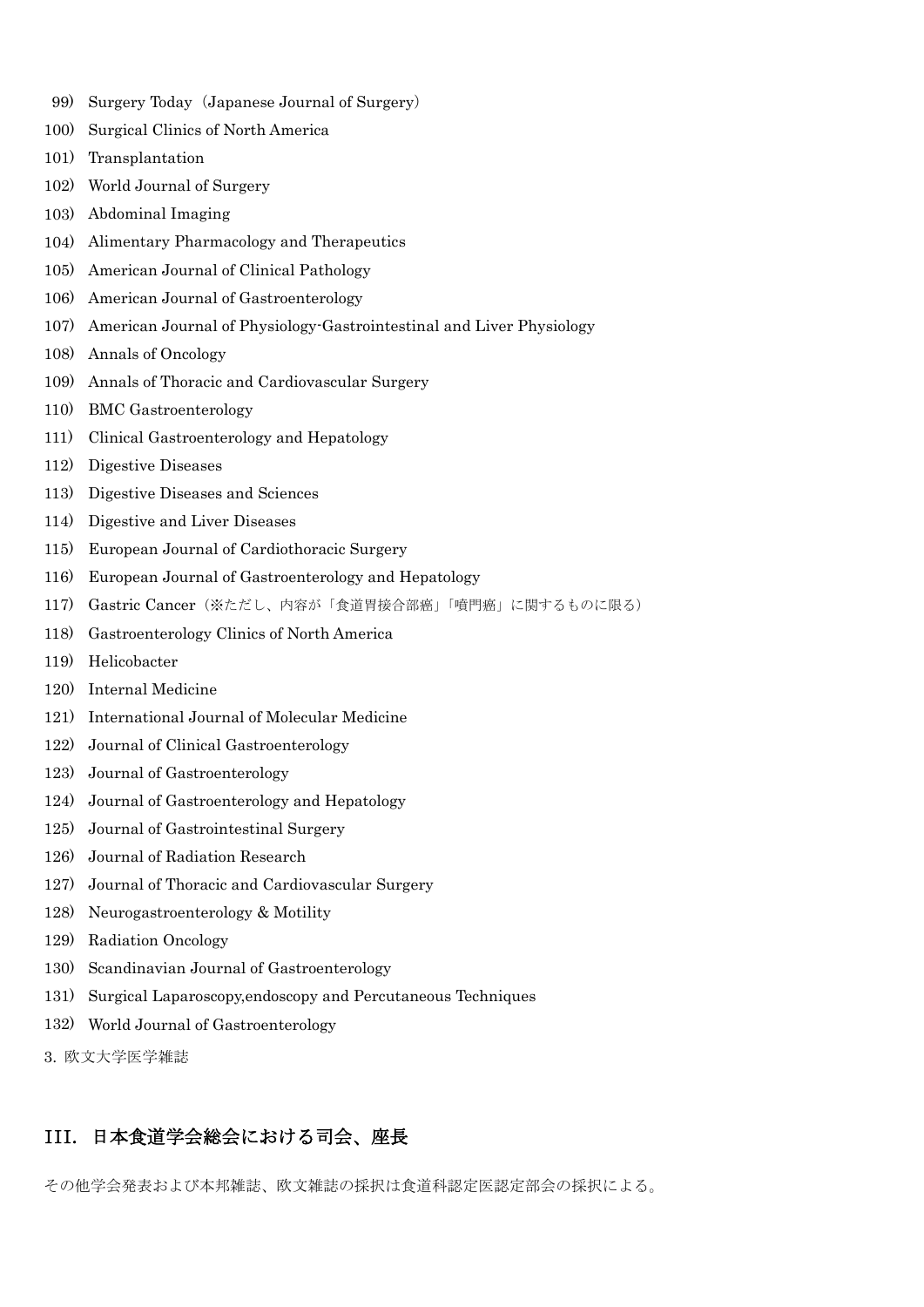99) Surgery Today（Japanese Journal of Surgery）

100) Surgical Clinics of North America

101) Transplantation

102) World Journal of Surgery

103) Abdominal Imaging

104) Alimentary Pharmacology and Therapeutics

105) American Journal of Clinical Pathology

106) American Journal of Gastroenterology

107) American Journal of Physiology-Gastrointestinal and Liver Physiology

108) Annals of Oncology

109) Annals of Thoracic and Cardiovascular Surgery

110) BMC Gastroenterology

111) Clinical Gastroenterology and Hepatology

112) Digestive Diseases

113) Digestive Diseases and Sciences

114) Digestive and Liver Diseases

115) European Journal of Cardiothoracic Surgery

116) European Journal of Gastroenterology and Hepatology

117) Gastric Cancer（※ただし、内容が「食道胃接合部癌」「噴門癌」に関するものに限る）

118) Gastroenterology Clinics of North America

119) Helicobacter

120) Internal Medicine

121) International Journal of Molecular Medicine

122) Journal of Clinical Gastroenterology

123) Journal of Gastroenterology

124) Journal of Gastroenterology and Hepatology

125) Journal of Gastrointestinal Surgery

126) Journal of Radiation Research

127) Journal of Thoracic and Cardiovascular Surgery

128) Neurogastroenterology & Motility

129) Radiation Oncology

130) Scandinavian Journal of Gastroenterology

131) Surgical Laparoscopy,endoscopy and Percutaneous Techniques

132) World Journal of Gastroenterology

3. 欧文大学医学雑誌

## III. 日本食道学会総会における司会、座長

その他学会発表および本邦雑誌、欧文雑誌の採択は食道科認定医認定部会の採択による。